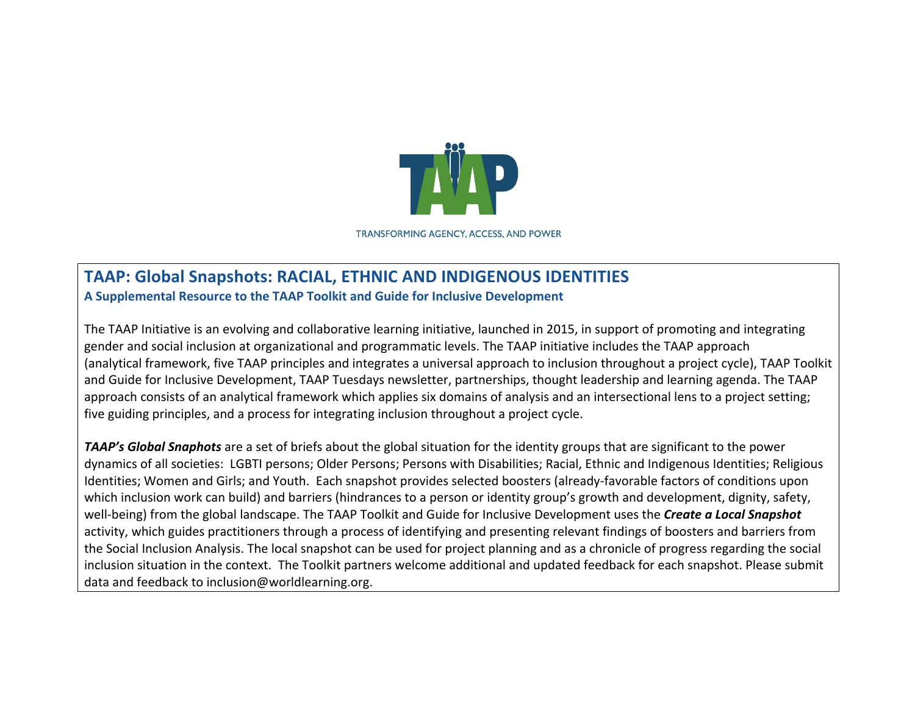TRANSFORMING AGENCY, ACCESS, AND POWER

# TAAP: Global Snapshots: RACIAL, ETHNIC AND INDIGENOUS IDENTITIES

**A Supplemental Resource to the TAAP Toolkit and Guide for Inclusive Development**

The TAAP Initiative is an evolving and collaborative learning initiative, launched in 2015, in support of promoting and integrating gender and social inclusion at organizational and programmatic levels. The TAAP initiative includes the TAAP approach (analytical framework, five TAAP principles and integrates a universal approach to inclusion throughout a project cycle), TAAP Toolkit and Guide for Inclusive Development, TAAP Tuesdays newsletter, partnerships, thought leadership and learning agenda. The TAAP approach consists of an analytical framework which applies six domains of analysis and an intersectional lens to a project setting; five guiding principles, and a process for integrating inclusion throughout a project cycle.

***TAAP's Global Snaphots*** are a set of briefs about the global situation for the identity groups that are significant to the power dynamics of all societies: LGBTI persons; Older Persons; Persons with Disabilities; Racial, Ethnic and Indigenous Identities; Religious Identities; Women and Girls; and Youth. Each snapshot provides selected boosters (already-favorable factors of conditions upon which inclusion work can build) and barriers (hindrances to a person or identity group's growth and development, dignity, safety, well-being) from the global landscape. The TAAP Toolkit and Guide for Inclusive Development uses the ***Create a Local Snapshot*** activity, which guides practitioners through a process of identifying and presenting relevant findings of boosters and barriers from the Social Inclusion Analysis. The local snapshot can be used for project planning and as a chronicle of progress regarding the social inclusion situation in the context. The Toolkit partners welcome additional and updated feedback for each snapshot. Please submit data and feedback to inclusion@worldlearning.org.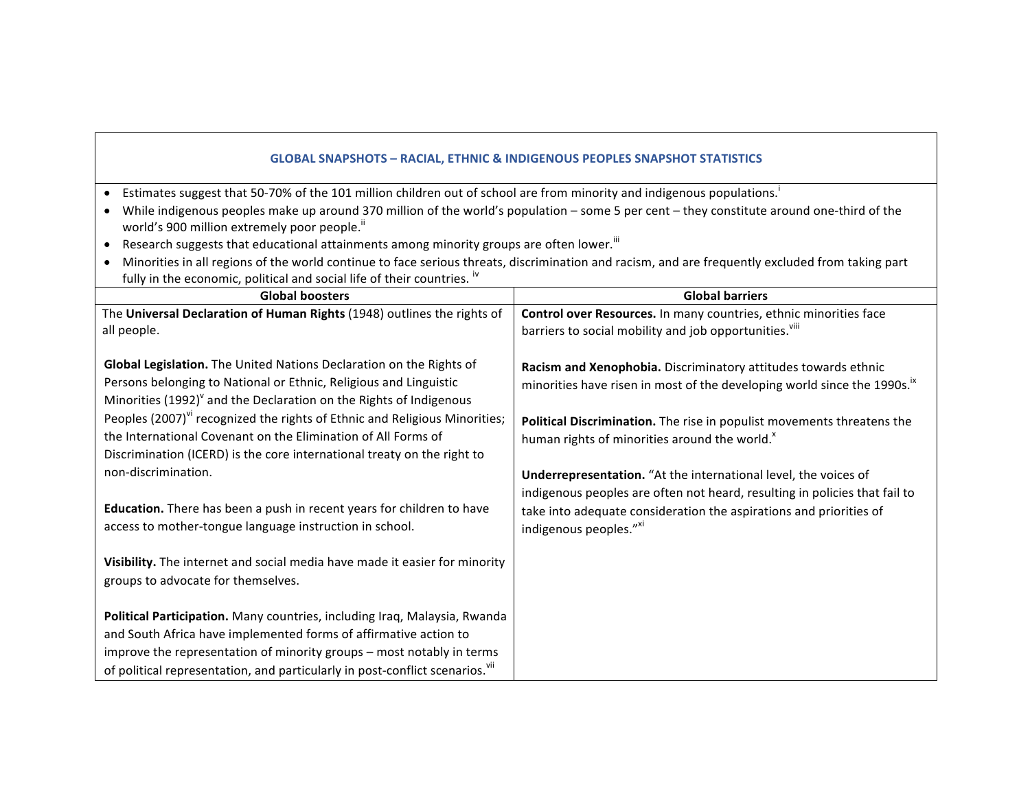## GLOBAL SNAPSHOTS – RACIAL, ETHNIC & INDIGENOUS PEOPLES SNAPSHOT STATISTICS

- Estimates suggest that 50-70% of the 101 million children out of school are from minority and indigenous populations.[i]
- While indigenous peoples make up around 370 million of the world's population – some 5 per cent – they constitute around one-third of the world's 900 million extremely poor people.[ii]
- Research suggests that educational attainments among minority groups are often lower.[iii]
- Minorities in all regions of the world continue to face serious threats, discrimination and racism, and are frequently excluded from taking part fully in the economic, political and social life of their countries.[iv]

| Global boosters | Global barriers |
|---|---|
| The **Universal Declaration of Human Rights** (1948) outlines the rights of all people.<br><br>**Global Legislation.** The United Nations Declaration on the Rights of Persons belonging to National or Ethnic, Religious and Linguistic Minorities (1992)[v] and the Declaration on the Rights of Indigenous Peoples (2007)[vi] recognized the rights of Ethnic and Religious Minorities; the International Covenant on the Elimination of All Forms of Discrimination (ICERD) is the core international treaty on the right to non-discrimination.<br><br>**Education.** There has been a push in recent years for children to have access to mother-tongue language instruction in school.<br><br>**Visibility.** The internet and social media have made it easier for minority groups to advocate for themselves.<br><br>**Political Participation.** Many countries, including Iraq, Malaysia, Rwanda and South Africa have implemented forms of affirmative action to improve the representation of minority groups – most notably in terms of political representation, and particularly in post-conflict scenarios.[vii] | **Control over Resources.** In many countries, ethnic minorities face barriers to social mobility and job opportunities.[viii]<br><br>**Racism and Xenophobia.** Discriminatory attitudes towards ethnic minorities have risen in most of the developing world since the 1990s.[ix]<br><br>**Political Discrimination.** The rise in populist movements threatens the human rights of minorities around the world.[x]<br><br>**Underrepresentation.** "At the international level, the voices of indigenous peoples are often not heard, resulting in policies that fail to take into adequate consideration the aspirations and priorities of indigenous peoples."[xi] |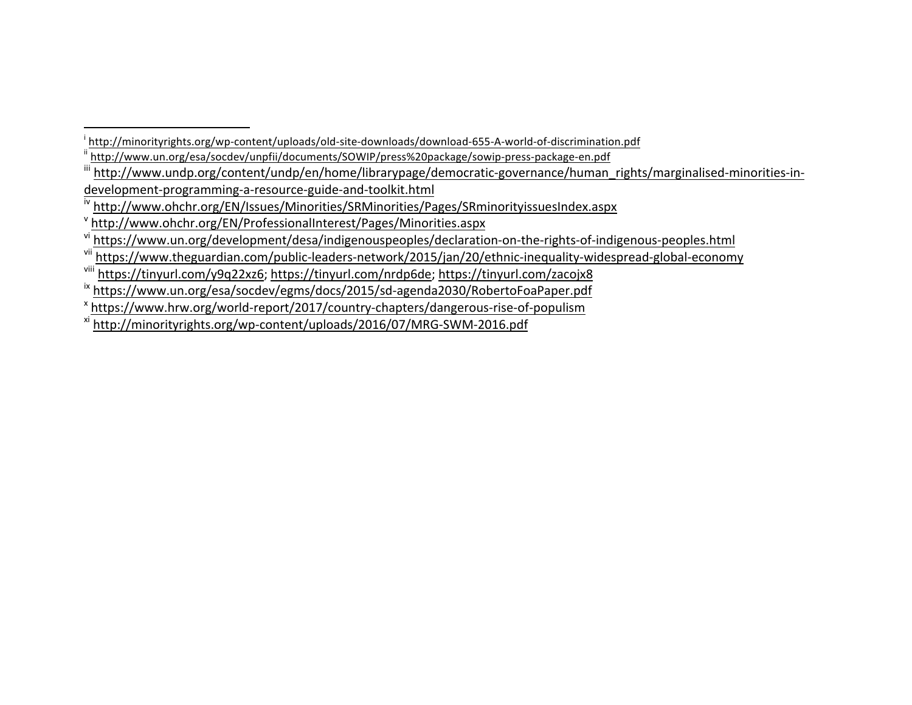---

[i] http://minorityrights.org/wp-content/uploads/old-site-downloads/download-655-A-world-of-discrimination.pdf

[ii] http://www.un.org/esa/socdev/unpfii/documents/SOWIP/press%20package/sowip-press-package-en.pdf

[iii] http://www.undp.org/content/undp/en/home/librarypage/democratic-governance/human_rights/marginalised-minorities-in-development-programming-a-resource-guide-and-toolkit.html

[iv] http://www.ohchr.org/EN/Issues/Minorities/SRMinorities/Pages/SRminorityissuesIndex.aspx

[v] http://www.ohchr.org/EN/ProfessionalInterest/Pages/Minorities.aspx

[vi] https://www.un.org/development/desa/indigenouspeoples/declaration-on-the-rights-of-indigenous-peoples.html

[vii] https://www.theguardian.com/public-leaders-network/2015/jan/20/ethnic-inequality-widespread-global-economy

[viii] https://tinyurl.com/y9q22xz6; https://tinyurl.com/nrdp6de; https://tinyurl.com/zacojx8

[ix] https://www.un.org/esa/socdev/egms/docs/2015/sd-agenda2030/RobertoFoaPaper.pdf

[x] https://www.hrw.org/world-report/2017/country-chapters/dangerous-rise-of-populism

[xi] http://minorityrights.org/wp-content/uploads/2016/07/MRG-SWM-2016.pdf